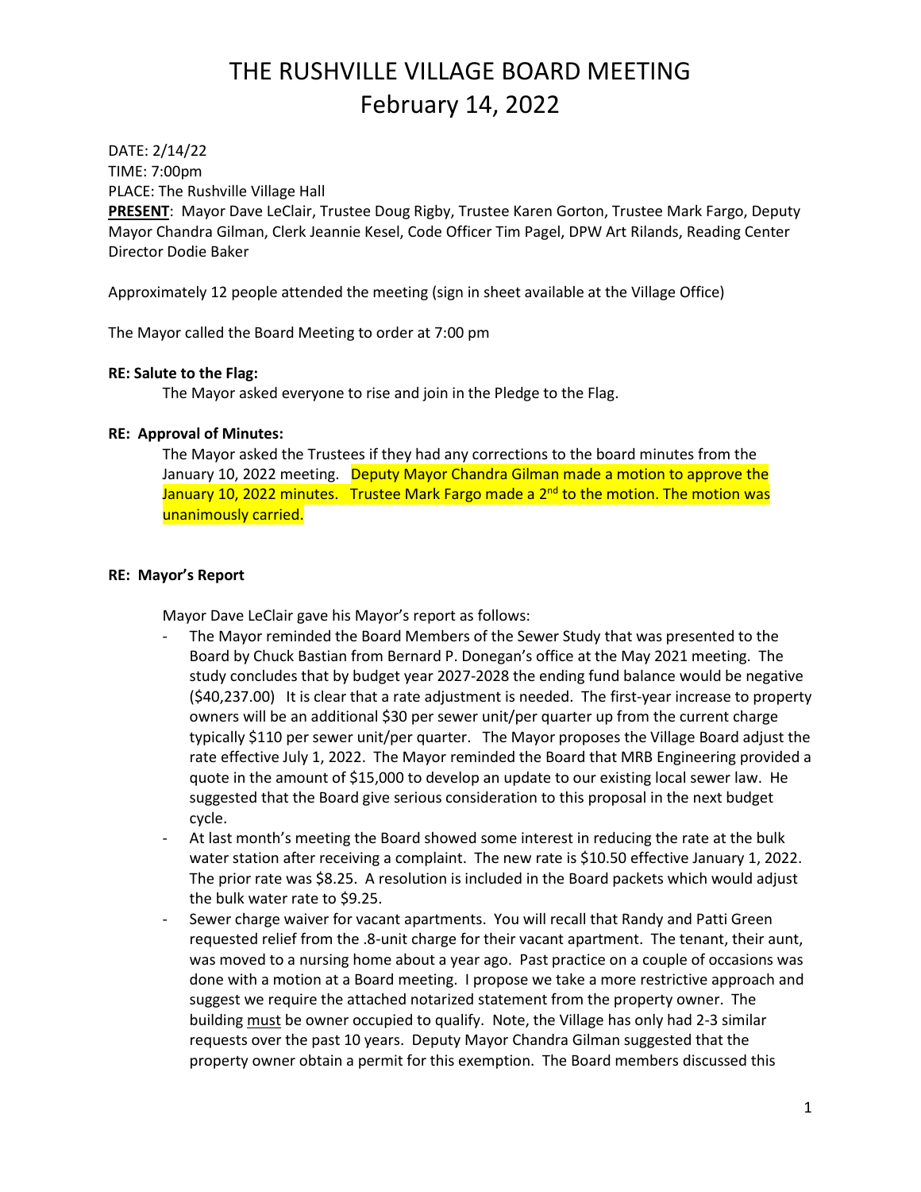# THE RUSHVILLE VILLAGE BOARD MEETING
# February 14, 2022

DATE: 2/14/22
TIME: 7:00pm
PLACE: The Rushville Village Hall
**PRESENT**: Mayor Dave LeClair, Trustee Doug Rigby, Trustee Karen Gorton, Trustee Mark Fargo, Deputy Mayor Chandra Gilman, Clerk Jeannie Kesel, Code Officer Tim Pagel, DPW Art Rilands, Reading Center Director Dodie Baker

Approximately 12 people attended the meeting (sign in sheet available at the Village Office)

The Mayor called the Board Meeting to order at 7:00 pm

**RE: Salute to the Flag:**

The Mayor asked everyone to rise and join in the Pledge to the Flag.

**RE: Approval of Minutes:**

The Mayor asked the Trustees if they had any corrections to the board minutes from the January 10, 2022 meeting. Deputy Mayor Chandra Gilman made a motion to approve the January 10, 2022 minutes. Trustee Mark Fargo made a 2nd to the motion. The motion was unanimously carried.

**RE: Mayor's Report**

Mayor Dave LeClair gave his Mayor's report as follows:

- The Mayor reminded the Board Members of the Sewer Study that was presented to the Board by Chuck Bastian from Bernard P. Donegan's office at the May 2021 meeting. The study concludes that by budget year 2027-2028 the ending fund balance would be negative ($40,237.00) It is clear that a rate adjustment is needed. The first-year increase to property owners will be an additional $30 per sewer unit/per quarter up from the current charge typically $110 per sewer unit/per quarter. The Mayor proposes the Village Board adjust the rate effective July 1, 2022. The Mayor reminded the Board that MRB Engineering provided a quote in the amount of $15,000 to develop an update to our existing local sewer law. He suggested that the Board give serious consideration to this proposal in the next budget cycle.
- At last month's meeting the Board showed some interest in reducing the rate at the bulk water station after receiving a complaint. The new rate is $10.50 effective January 1, 2022. The prior rate was $8.25. A resolution is included in the Board packets which would adjust the bulk water rate to $9.25.
- Sewer charge waiver for vacant apartments. You will recall that Randy and Patti Green requested relief from the .8-unit charge for their vacant apartment. The tenant, their aunt, was moved to a nursing home about a year ago. Past practice on a couple of occasions was done with a motion at a Board meeting. I propose we take a more restrictive approach and suggest we require the attached notarized statement from the property owner. The building must be owner occupied to qualify. Note, the Village has only had 2-3 similar requests over the past 10 years. Deputy Mayor Chandra Gilman suggested that the property owner obtain a permit for this exemption. The Board members discussed this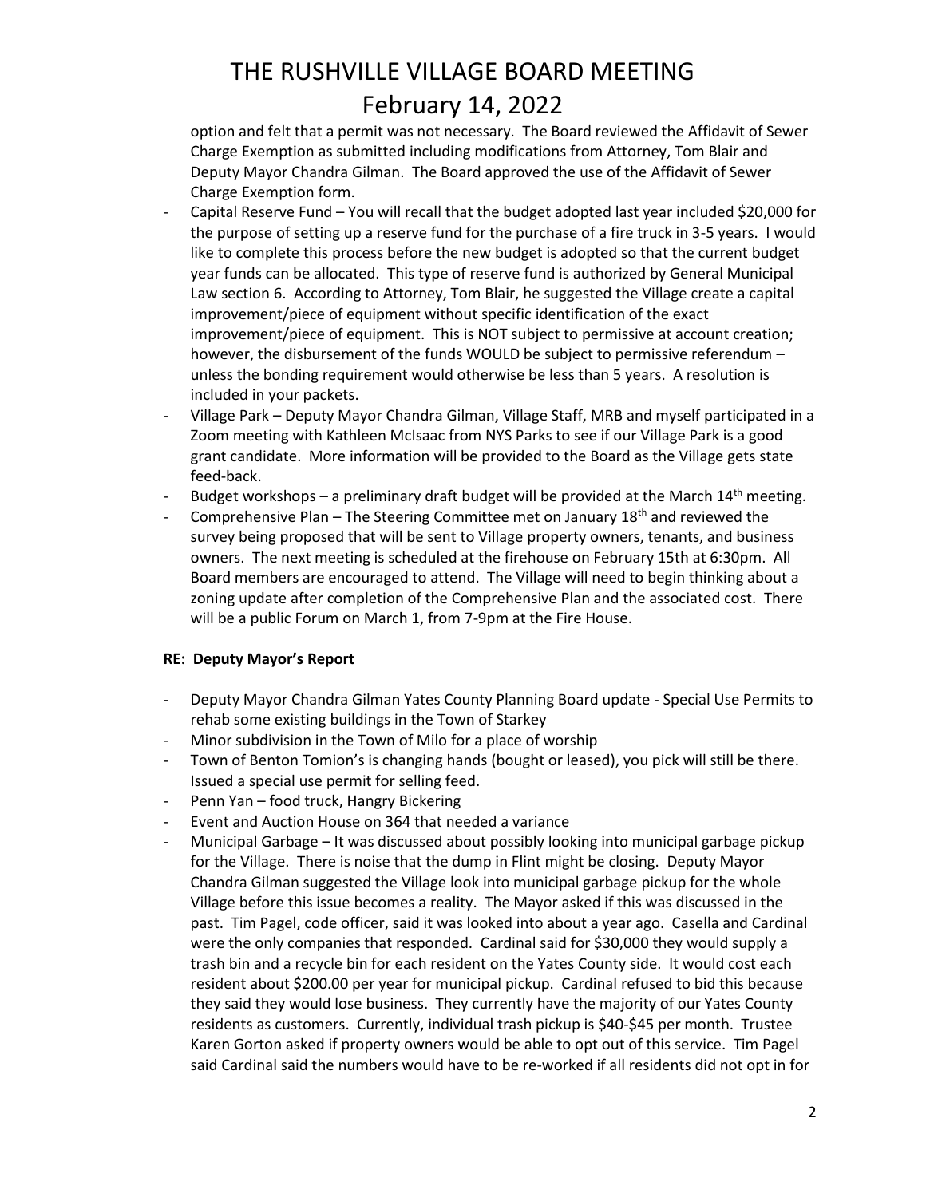option and felt that a permit was not necessary. The Board reviewed the Affidavit of Sewer Charge Exemption as submitted including modifications from Attorney, Tom Blair and Deputy Mayor Chandra Gilman. The Board approved the use of the Affidavit of Sewer Charge Exemption form.

- Capital Reserve Fund – You will recall that the budget adopted last year included $20,000 for the purpose of setting up a reserve fund for the purchase of a fire truck in 3-5 years. I would like to complete this process before the new budget is adopted so that the current budget year funds can be allocated. This type of reserve fund is authorized by General Municipal Law section 6. According to Attorney, Tom Blair, he suggested the Village create a capital improvement/piece of equipment without specific identification of the exact improvement/piece of equipment. This is NOT subject to permissive at account creation; however, the disbursement of the funds WOULD be subject to permissive referendum – unless the bonding requirement would otherwise be less than 5 years. A resolution is included in your packets.
- Village Park – Deputy Mayor Chandra Gilman, Village Staff, MRB and myself participated in a Zoom meeting with Kathleen McIsaac from NYS Parks to see if our Village Park is a good grant candidate. More information will be provided to the Board as the Village gets state feed-back.
- Budget workshops – a preliminary draft budget will be provided at the March 14th meeting.
- Comprehensive Plan – The Steering Committee met on January 18th and reviewed the survey being proposed that will be sent to Village property owners, tenants, and business owners. The next meeting is scheduled at the firehouse on February 15th at 6:30pm. All Board members are encouraged to attend. The Village will need to begin thinking about a zoning update after completion of the Comprehensive Plan and the associated cost. There will be a public Forum on March 1, from 7-9pm at the Fire House.

**RE: Deputy Mayor's Report**

- Deputy Mayor Chandra Gilman Yates County Planning Board update - Special Use Permits to rehab some existing buildings in the Town of Starkey
- Minor subdivision in the Town of Milo for a place of worship
- Town of Benton Tomion's is changing hands (bought or leased), you pick will still be there. Issued a special use permit for selling feed.
- Penn Yan – food truck, Hangry Bickering
- Event and Auction House on 364 that needed a variance
- Municipal Garbage – It was discussed about possibly looking into municipal garbage pickup for the Village. There is noise that the dump in Flint might be closing. Deputy Mayor Chandra Gilman suggested the Village look into municipal garbage pickup for the whole Village before this issue becomes a reality. The Mayor asked if this was discussed in the past. Tim Pagel, code officer, said it was looked into about a year ago. Casella and Cardinal were the only companies that responded. Cardinal said for $30,000 they would supply a trash bin and a recycle bin for each resident on the Yates County side. It would cost each resident about $200.00 per year for municipal pickup. Cardinal refused to bid this because they said they would lose business. They currently have the majority of our Yates County residents as customers. Currently, individual trash pickup is $40-$45 per month. Trustee Karen Gorton asked if property owners would be able to opt out of this service. Tim Pagel said Cardinal said the numbers would have to be re-worked if all residents did not opt in for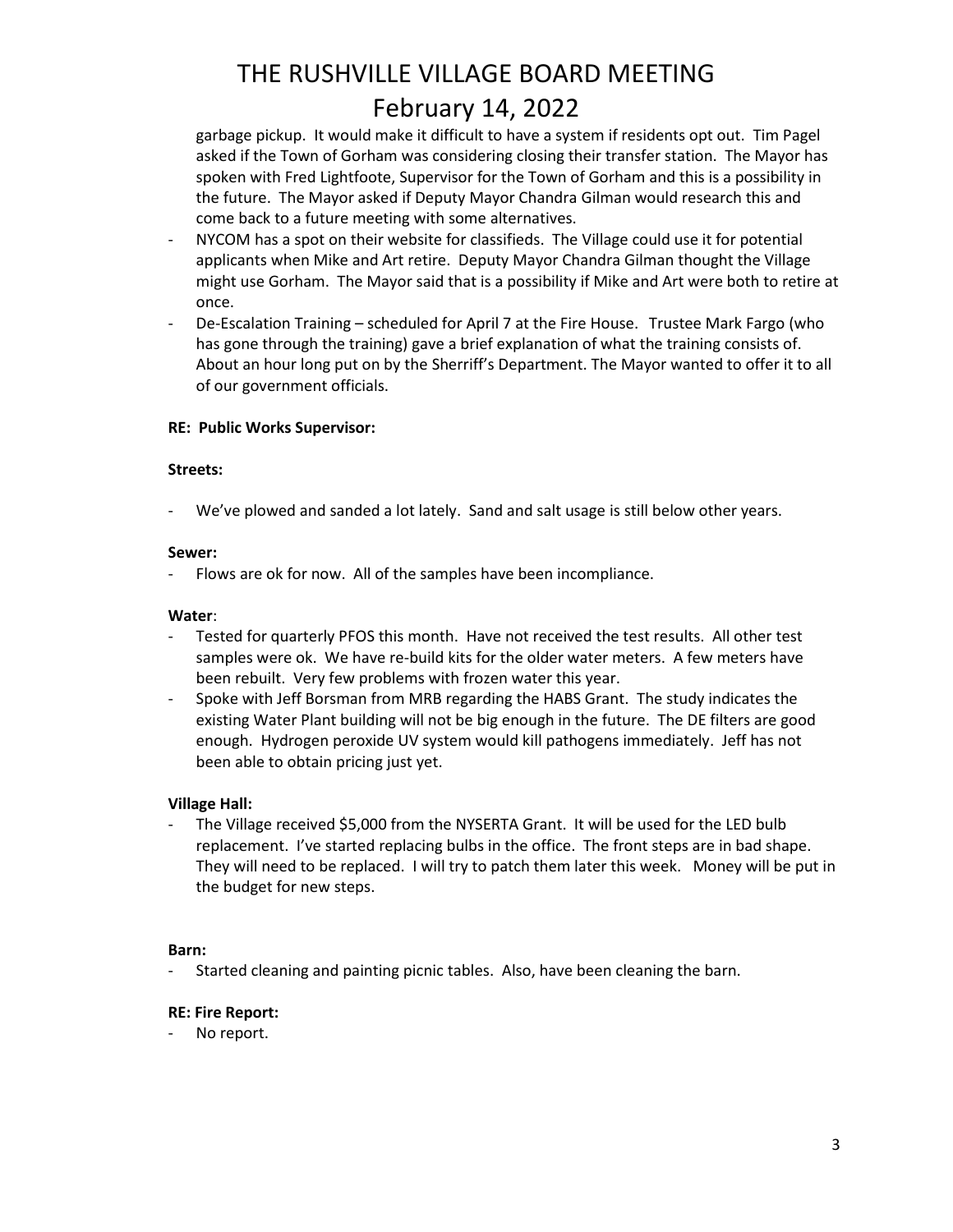garbage pickup. It would make it difficult to have a system if residents opt out. Tim Pagel asked if the Town of Gorham was considering closing their transfer station. The Mayor has spoken with Fred Lightfoote, Supervisor for the Town of Gorham and this is a possibility in the future. The Mayor asked if Deputy Mayor Chandra Gilman would research this and come back to a future meeting with some alternatives.

- NYCOM has a spot on their website for classifieds. The Village could use it for potential applicants when Mike and Art retire. Deputy Mayor Chandra Gilman thought the Village might use Gorham. The Mayor said that is a possibility if Mike and Art were both to retire at once.
- De-Escalation Training – scheduled for April 7 at the Fire House. Trustee Mark Fargo (who has gone through the training) gave a brief explanation of what the training consists of. About an hour long put on by the Sherriff's Department. The Mayor wanted to offer it to all of our government officials.

**RE: Public Works Supervisor:**

**Streets:**

- We've plowed and sanded a lot lately. Sand and salt usage is still below other years.

**Sewer:**

- Flows are ok for now. All of the samples have been incompliance.

**Water**:

- Tested for quarterly PFOS this month. Have not received the test results. All other test samples were ok. We have re-build kits for the older water meters. A few meters have been rebuilt. Very few problems with frozen water this year.
- Spoke with Jeff Borsman from MRB regarding the HABS Grant. The study indicates the existing Water Plant building will not be big enough in the future. The DE filters are good enough. Hydrogen peroxide UV system would kill pathogens immediately. Jeff has not been able to obtain pricing just yet.

**Village Hall:**

- The Village received $5,000 from the NYSERTA Grant. It will be used for the LED bulb replacement. I've started replacing bulbs in the office. The front steps are in bad shape. They will need to be replaced. I will try to patch them later this week. Money will be put in the budget for new steps.

**Barn:**

- Started cleaning and painting picnic tables. Also, have been cleaning the barn.

**RE: Fire Report:**

- No report.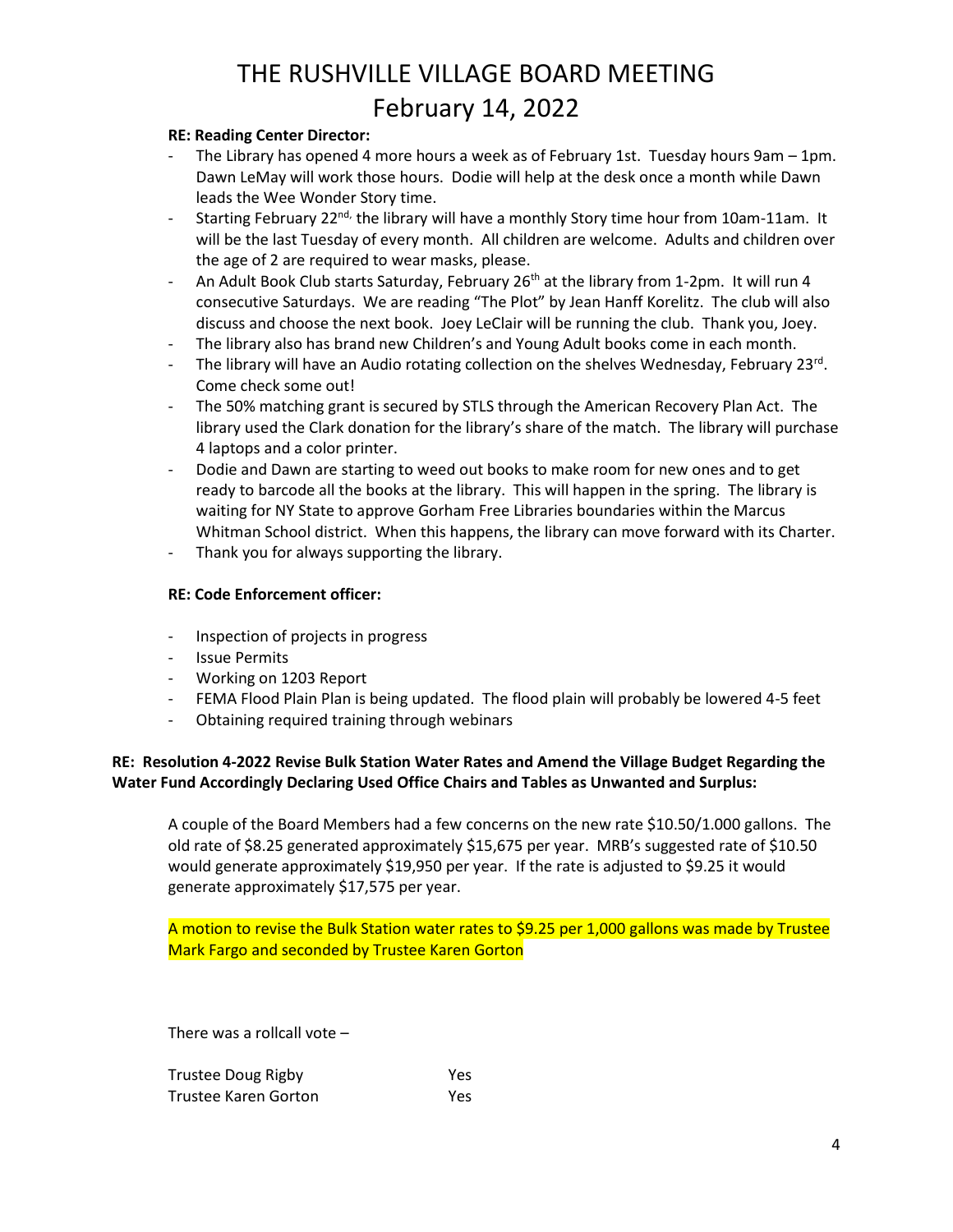# THE RUSHVILLE VILLAGE BOARD MEETING
# February 14, 2022

**RE: Reading Center Director:**

- The Library has opened 4 more hours a week as of February 1st. Tuesday hours 9am – 1pm. Dawn LeMay will work those hours. Dodie will help at the desk once a month while Dawn leads the Wee Wonder Story time.
- Starting February 22nd, the library will have a monthly Story time hour from 10am-11am. It will be the last Tuesday of every month. All children are welcome. Adults and children over the age of 2 are required to wear masks, please.
- An Adult Book Club starts Saturday, February 26th at the library from 1-2pm. It will run 4 consecutive Saturdays. We are reading "The Plot" by Jean Hanff Korelitz. The club will also discuss and choose the next book. Joey LeClair will be running the club. Thank you, Joey.
- The library also has brand new Children's and Young Adult books come in each month.
- The library will have an Audio rotating collection on the shelves Wednesday, February 23rd. Come check some out!
- The 50% matching grant is secured by STLS through the American Recovery Plan Act. The library used the Clark donation for the library's share of the match. The library will purchase 4 laptops and a color printer.
- Dodie and Dawn are starting to weed out books to make room for new ones and to get ready to barcode all the books at the library. This will happen in the spring. The library is waiting for NY State to approve Gorham Free Libraries boundaries within the Marcus Whitman School district. When this happens, the library can move forward with its Charter.
- Thank you for always supporting the library.

**RE: Code Enforcement officer:**

- Inspection of projects in progress
- Issue Permits
- Working on 1203 Report
- FEMA Flood Plain Plan is being updated. The flood plain will probably be lowered 4-5 feet
- Obtaining required training through webinars

**RE: Resolution 4-2022 Revise Bulk Station Water Rates and Amend the Village Budget Regarding the Water Fund Accordingly Declaring Used Office Chairs and Tables as Unwanted and Surplus:**

A couple of the Board Members had a few concerns on the new rate $10.50/1.000 gallons. The old rate of $8.25 generated approximately $15,675 per year. MRB's suggested rate of $10.50 would generate approximately $19,950 per year. If the rate is adjusted to $9.25 it would generate approximately $17,575 per year.

A motion to revise the Bulk Station water rates to $9.25 per 1,000 gallons was made by Trustee Mark Fargo and seconded by Trustee Karen Gorton

There was a rollcall vote –

| | |
|---|---|
| Trustee Doug Rigby | Yes |
| Trustee Karen Gorton | Yes |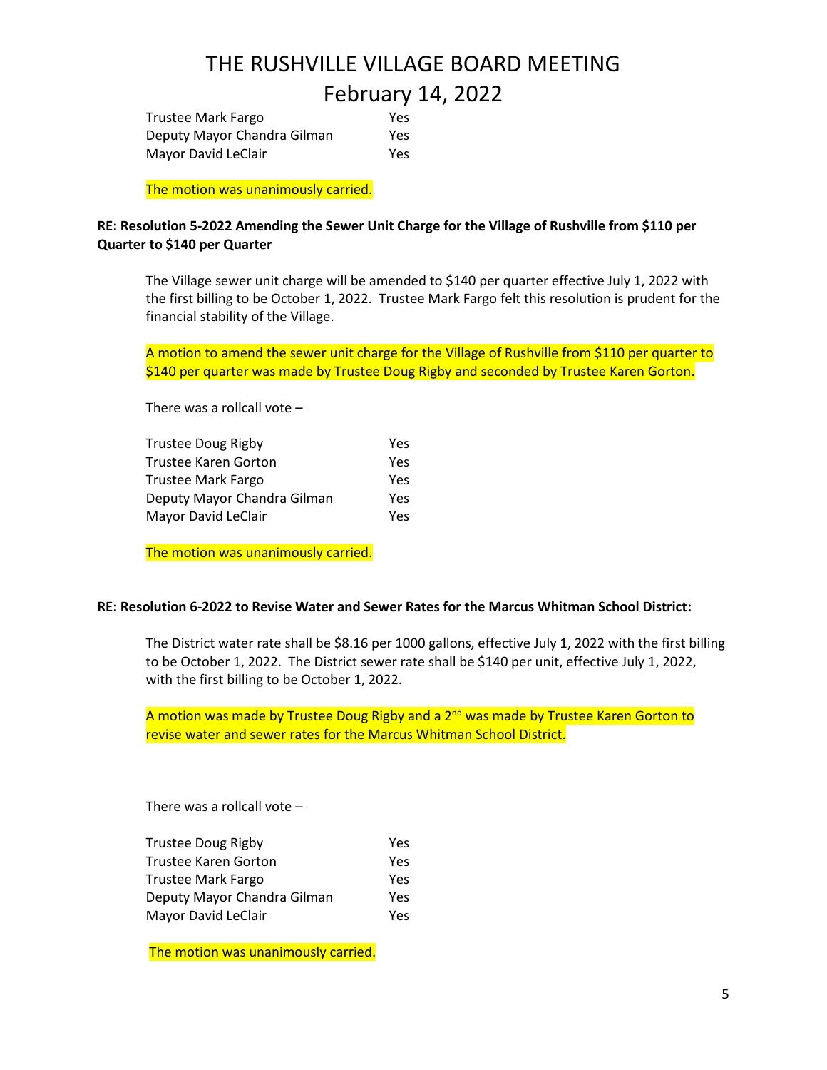| | |
|---|---|
| Trustee Mark Fargo | Yes |
| Deputy Mayor Chandra Gilman | Yes |
| Mayor David LeClair | Yes |

The motion was unanimously carried.

**RE: Resolution 5-2022 Amending the Sewer Unit Charge for the Village of Rushville from $110 per Quarter to $140 per Quarter**

The Village sewer unit charge will be amended to $140 per quarter effective July 1, 2022 with the first billing to be October 1, 2022. Trustee Mark Fargo felt this resolution is prudent for the financial stability of the Village.

A motion to amend the sewer unit charge for the Village of Rushville from $110 per quarter to $140 per quarter was made by Trustee Doug Rigby and seconded by Trustee Karen Gorton.

There was a rollcall vote –

| | |
|---|---|
| Trustee Doug Rigby | Yes |
| Trustee Karen Gorton | Yes |
| Trustee Mark Fargo | Yes |
| Deputy Mayor Chandra Gilman | Yes |
| Mayor David LeClair | Yes |

The motion was unanimously carried.

**RE: Resolution 6-2022 to Revise Water and Sewer Rates for the Marcus Whitman School District:**

The District water rate shall be $8.16 per 1000 gallons, effective July 1, 2022 with the first billing to be October 1, 2022. The District sewer rate shall be $140 per unit, effective July 1, 2022, with the first billing to be October 1, 2022.

A motion was made by Trustee Doug Rigby and a 2nd was made by Trustee Karen Gorton to revise water and sewer rates for the Marcus Whitman School District.

There was a rollcall vote –

| | |
|---|---|
| Trustee Doug Rigby | Yes |
| Trustee Karen Gorton | Yes |
| Trustee Mark Fargo | Yes |
| Deputy Mayor Chandra Gilman | Yes |
| Mayor David LeClair | Yes |

The motion was unanimously carried.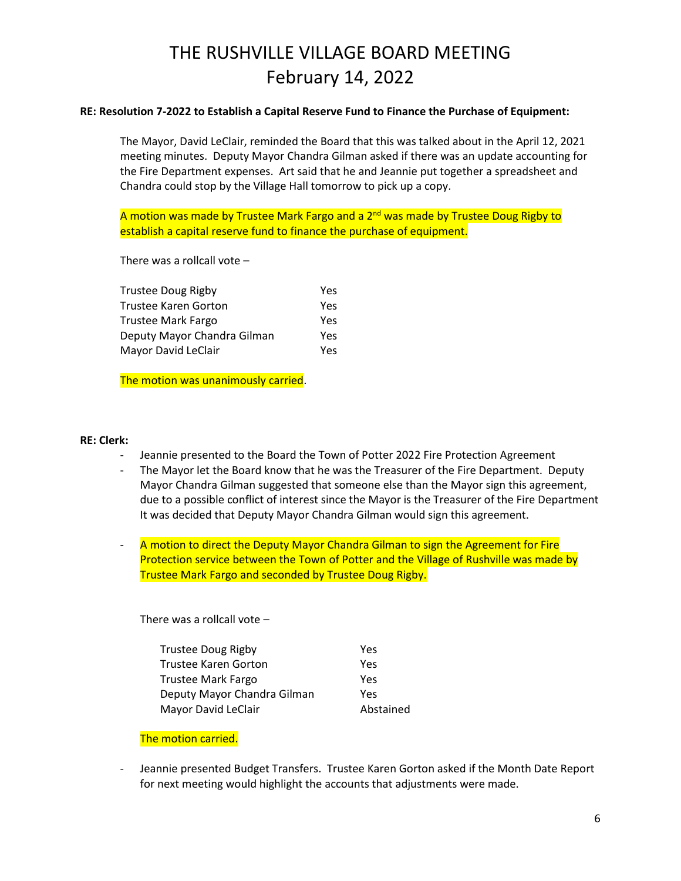# THE RUSHVILLE VILLAGE BOARD MEETING
# February 14, 2022

**RE: Resolution 7-2022 to Establish a Capital Reserve Fund to Finance the Purchase of Equipment:**

The Mayor, David LeClair, reminded the Board that this was talked about in the April 12, 2021 meeting minutes. Deputy Mayor Chandra Gilman asked if there was an update accounting for the Fire Department expenses. Art said that he and Jeannie put together a spreadsheet and Chandra could stop by the Village Hall tomorrow to pick up a copy.

A motion was made by Trustee Mark Fargo and a 2nd was made by Trustee Doug Rigby to establish a capital reserve fund to finance the purchase of equipment.

There was a rollcall vote –

| | |
|---|---|
| Trustee Doug Rigby | Yes |
| Trustee Karen Gorton | Yes |
| Trustee Mark Fargo | Yes |
| Deputy Mayor Chandra Gilman | Yes |
| Mayor David LeClair | Yes |

The motion was unanimously carried.

**RE: Clerk:**

- Jeannie presented to the Board the Town of Potter 2022 Fire Protection Agreement
- The Mayor let the Board know that he was the Treasurer of the Fire Department. Deputy Mayor Chandra Gilman suggested that someone else than the Mayor sign this agreement, due to a possible conflict of interest since the Mayor is the Treasurer of the Fire Department It was decided that Deputy Mayor Chandra Gilman would sign this agreement.

- A motion to direct the Deputy Mayor Chandra Gilman to sign the Agreement for Fire Protection service between the Town of Potter and the Village of Rushville was made by Trustee Mark Fargo and seconded by Trustee Doug Rigby.

There was a rollcall vote –

| | |
|---|---|
| Trustee Doug Rigby | Yes |
| Trustee Karen Gorton | Yes |
| Trustee Mark Fargo | Yes |
| Deputy Mayor Chandra Gilman | Yes |
| Mayor David LeClair | Abstained |

The motion carried.

- Jeannie presented Budget Transfers. Trustee Karen Gorton asked if the Month Date Report for next meeting would highlight the accounts that adjustments were made.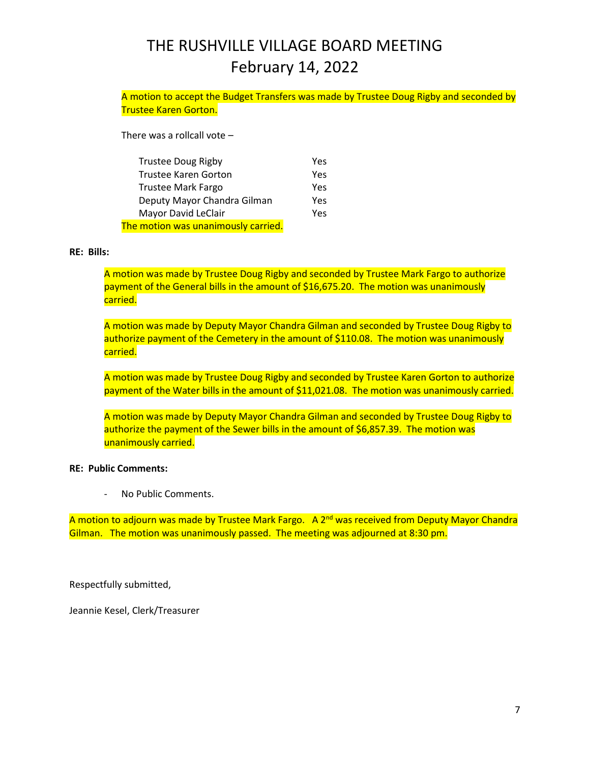# THE RUSHVILLE VILLAGE BOARD MEETING
# February 14, 2022

A motion to accept the Budget Transfers was made by Trustee Doug Rigby and seconded by Trustee Karen Gorton.

There was a rollcall vote –

| | |
|---|---|
| Trustee Doug Rigby | Yes |
| Trustee Karen Gorton | Yes |
| Trustee Mark Fargo | Yes |
| Deputy Mayor Chandra Gilman | Yes |
| Mayor David LeClair | Yes |

The motion was unanimously carried.

**RE: Bills:**

A motion was made by Trustee Doug Rigby and seconded by Trustee Mark Fargo to authorize payment of the General bills in the amount of $16,675.20. The motion was unanimously carried.

A motion was made by Deputy Mayor Chandra Gilman and seconded by Trustee Doug Rigby to authorize payment of the Cemetery in the amount of $110.08. The motion was unanimously carried.

A motion was made by Trustee Doug Rigby and seconded by Trustee Karen Gorton to authorize payment of the Water bills in the amount of $11,021.08. The motion was unanimously carried.

A motion was made by Deputy Mayor Chandra Gilman and seconded by Trustee Doug Rigby to authorize the payment of the Sewer bills in the amount of $6,857.39. The motion was unanimously carried.

**RE: Public Comments:**

- No Public Comments.

A motion to adjourn was made by Trustee Mark Fargo. A 2nd was received from Deputy Mayor Chandra Gilman. The motion was unanimously passed. The meeting was adjourned at 8:30 pm.

Respectfully submitted,

Jeannie Kesel, Clerk/Treasurer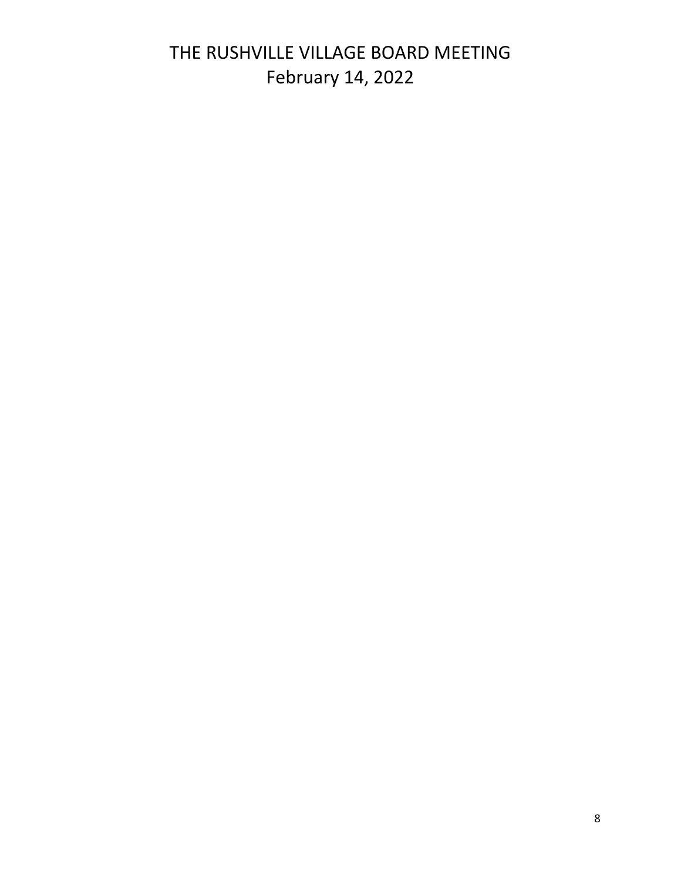THE RUSHVILLE VILLAGE BOARD MEETING
February 14, 2022